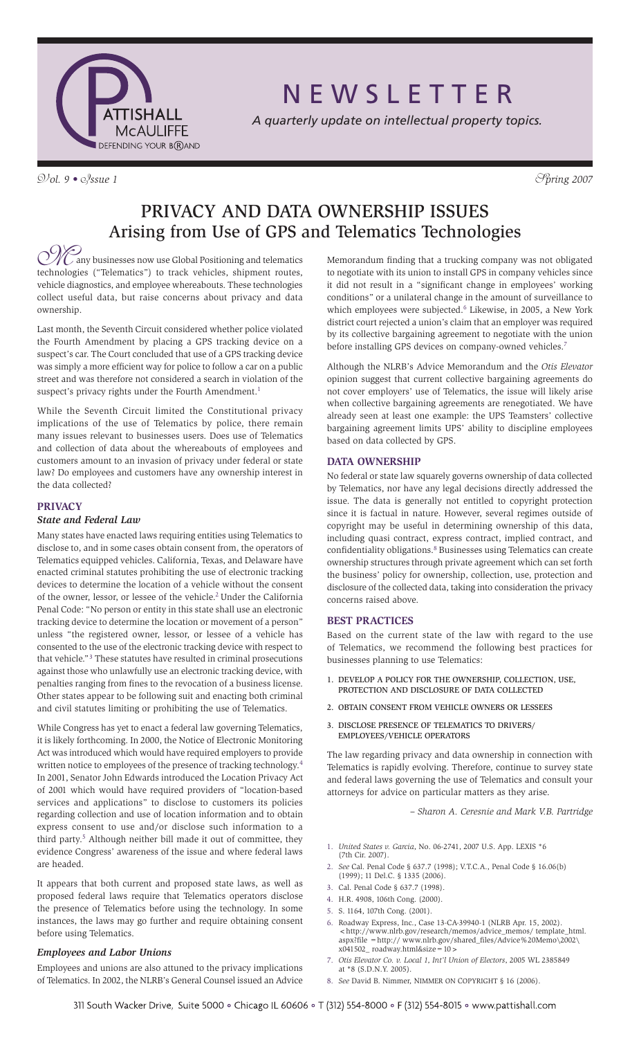# NEWSLETTER

*A quarterly update on intellectual property topics.*

*Vol. 9 • Issue 1* *Spring 2007*

# PRIVACY AND DATA OWNERSHIP ISSUES
## Arising from Use of GPS and Telematics Technologies

Many businesses now use Global Positioning and telematics technologies ("Telematics") to track vehicles, shipment routes, vehicle diagnostics, and employee whereabouts. These technologies collect useful data, but raise concerns about privacy and data ownership.

Last month, the Seventh Circuit considered whether police violated the Fourth Amendment by placing a GPS tracking device on a suspect's car. The Court concluded that use of a GPS tracking device was simply a more efficient way for police to follow a car on a public street and was therefore not considered a search in violation of the suspect's privacy rights under the Fourth Amendment.[1]

While the Seventh Circuit limited the Constitutional privacy implications of the use of Telematics by police, there remain many issues relevant to businesses users. Does use of Telematics and collection of data about the whereabouts of employees and customers amount to an invasion of privacy under federal or state law? Do employees and customers have any ownership interest in the data collected?

### PRIVACY

#### *State and Federal Law*

Many states have enacted laws requiring entities using Telematics to disclose to, and in some cases obtain consent from, the operators of Telematics equipped vehicles. California, Texas, and Delaware have enacted criminal statutes prohibiting the use of electronic tracking devices to determine the location of a vehicle without the consent of the owner, lessor, or lessee of the vehicle.[2] Under the California Penal Code: "No person or entity in this state shall use an electronic tracking device to determine the location or movement of a person" unless "the registered owner, lessor, or lessee of a vehicle has consented to the use of the electronic tracking device with respect to that vehicle."[3] These statutes have resulted in criminal prosecutions against those who unlawfully use an electronic tracking device, with penalties ranging from fines to the revocation of a business license. Other states appear to be following suit and enacting both criminal and civil statutes limiting or prohibiting the use of Telematics.

While Congress has yet to enact a federal law governing Telematics, it is likely forthcoming. In 2000, the Notice of Electronic Monitoring Act was introduced which would have required employers to provide written notice to employees of the presence of tracking technology.[4] In 2001, Senator John Edwards introduced the Location Privacy Act of 2001 which would have required providers of "location-based services and applications" to disclose to customers its policies regarding collection and use of location information and to obtain express consent to use and/or disclose such information to a third party.[5] Although neither bill made it out of committee, they evidence Congress' awareness of the issue and where federal laws are headed.

It appears that both current and proposed state laws, as well as proposed federal laws require that Telematics operators disclose the presence of Telematics before using the technology. In some instances, the laws may go further and require obtaining consent before using Telematics.

#### *Employees and Labor Unions*

Employees and unions are also attuned to the privacy implications of Telematics. In 2002, the NLRB's General Counsel issued an Advice Memorandum finding that a trucking company was not obligated to negotiate with its union to install GPS in company vehicles since it did not result in a "significant change in employees' working conditions" or a unilateral change in the amount of surveillance to which employees were subjected.[6] Likewise, in 2005, a New York district court rejected a union's claim that an employer was required by its collective bargaining agreement to negotiate with the union before installing GPS devices on company-owned vehicles.[7]

Although the NLRB's Advice Memorandum and the *Otis Elevator* opinion suggest that current collective bargaining agreements do not cover employers' use of Telematics, the issue will likely arise when collective bargaining agreements are renegotiated. We have already seen at least one example: the UPS Teamsters' collective bargaining agreement limits UPS' ability to discipline employees based on data collected by GPS.

### DATA OWNERSHIP

No federal or state law squarely governs ownership of data collected by Telematics, nor have any legal decisions directly addressed the issue. The data is generally not entitled to copyright protection since it is factual in nature. However, several regimes outside of copyright may be useful in determining ownership of this data, including quasi contract, express contract, implied contract, and confidentiality obligations.[8] Businesses using Telematics can create ownership structures through private agreement which can set forth the business' policy for ownership, collection, use, protection and disclosure of the collected data, taking into consideration the privacy concerns raised above.

### BEST PRACTICES

Based on the current state of the law with regard to the use of Telematics, we recommend the following best practices for businesses planning to use Telematics:

1. DEVELOP A POLICY FOR THE OWNERSHIP, COLLECTION, USE, PROTECTION AND DISCLOSURE OF DATA COLLECTED
2. OBTAIN CONSENT FROM VEHICLE OWNERS OR LESSEES
3. DISCLOSE PRESENCE OF TELEMATICS TO DRIVERS/ EMPLOYEES/VEHICLE OPERATORS

The law regarding privacy and data ownership in connection with Telematics is rapidly evolving. Therefore, continue to survey state and federal laws governing the use of Telematics and consult your attorneys for advice on particular matters as they arise.

*– Sharon A. Ceresnie and Mark V.B. Partridge*

---

1. *United States v. Garcia*, No. 06-2741, 2007 U.S. App. LEXIS *6 (7th Cir. 2007).
2. *See* Cal. Penal Code § 637.7 (1998); V.T.C.A., Penal Code § 16.06(b) (1999); 11 Del.C. § 1335 (2006).
3. Cal. Penal Code § 637.7 (1998).
4. H.R. 4908, 106th Cong. (2000).
5. S. 1164, 107th Cong. (2001).
6. Roadway Express, Inc., Case 13-CA-39940-1 (NLRB Apr. 15, 2002). <http://www.nlrb.gov/research/memos/advice_memos/ template_html.aspx?file = http:// www.nlrb.gov/shared_files/Advice%20Memo\2002\x041502_ roadway.html&size = 10 >
7. *Otis Elevator Co. v. Local 1, Int'l Union of Electors*, 2005 WL 2385849 at *8 (S.D.N.Y. 2005).
8. *See* David B. Nimmer, NIMMER ON COPYRIGHT § 16 (2006).

311 South Wacker Drive, Suite 5000 • Chicago IL 60606 • T (312) 554-8000 • F (312) 554-8015 • www.pattishall.com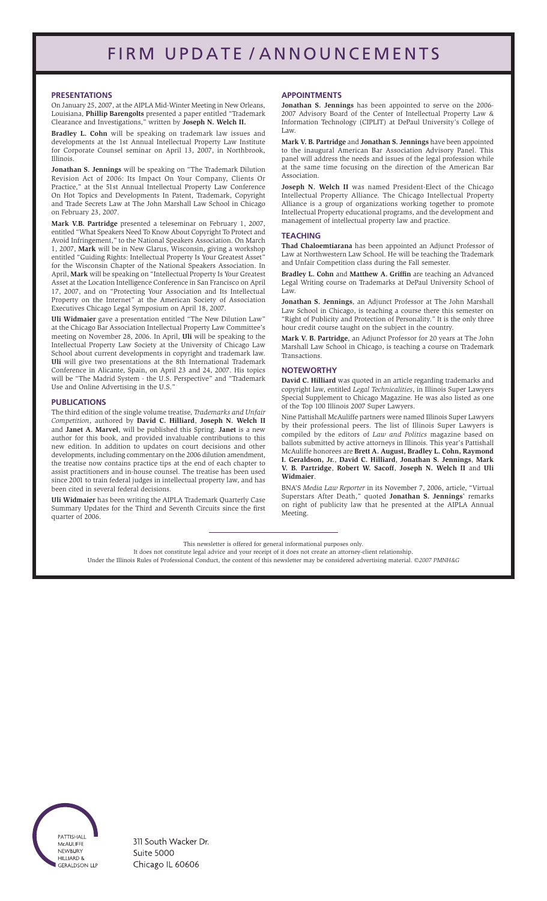# FIRM UPDATE / ANNOUNCEMENTS

## PRESENTATIONS

On January 25, 2007, at the AIPLA Mid-Winter Meeting in New Orleans, Louisiana, **Phillip Barengolts** presented a paper entitled "Trademark Clearance and Investigations," written by **Joseph N. Welch II.**

**Bradley L. Cohn** will be speaking on trademark law issues and developments at the 1st Annual Intellectual Property Law Institute for Corporate Counsel seminar on April 13, 2007, in Northbrook, Illinois.

**Jonathan S. Jennings** will be speaking on "The Trademark Dilution Revision Act of 2006: Its Impact On Your Company, Clients Or Practice," at the 51st Annual Intellectual Property Law Conference On Hot Topics and Developments In Patent, Trademark, Copyright and Trade Secrets Law at The John Marshall Law School in Chicago on February 23, 2007.

**Mark V.B. Partridge** presented a teleseminar on February 1, 2007, entitled "What Speakers Need To Know About Copyright To Protect and Avoid Infringement," to the National Speakers Association. On March 1, 2007, **Mark** will be in New Glarus, Wisconsin, giving a workshop entitled "Guiding Rights: Intellectual Property Is Your Greatest Asset" for the Wisconsin Chapter of the National Speakers Association. In April, **Mark** will be speaking on "Intellectual Property Is Your Greatest Asset at the Location Intelligence Conference in San Francisco on April 17, 2007, and on "Protecting Your Association and Its Intellectual Property on the Internet" at the American Society of Association Executives Chicago Legal Symposium on April 18, 2007.

**Uli Widmaier** gave a presentation entitled "The New Dilution Law" at the Chicago Bar Association Intellectual Property Law Committee's meeting on November 28, 2006. In April, **Uli** will be speaking to the Intellectual Property Law Society at the University of Chicago Law School about current developments in copyright and trademark law. **Uli** will give two presentations at the 8th International Trademark Conference in Alicante, Spain, on April 23 and 24, 2007. His topics will be "The Madrid System - the U.S. Perspective" and "Trademark Use and Online Advertising in the U.S."

## PUBLICATIONS

The third edition of the single volume treatise, *Trademarks and Unfair Competition*, authored by **David C. Hilliard**, **Joseph N. Welch II** and **Janet A. Marvel**, will be published this Spring. **Janet** is a new author for this book, and provided invaluable contributions to this new edition. In addition to updates on court decisions and other developments, including commentary on the 2006 dilution amendment, the treatise now contains practice tips at the end of each chapter to assist practitioners and in-house counsel. The treatise has been used since 2001 to train federal judges in intellectual property law, and has been cited in several federal decisions.

**Uli Widmaier** has been writing the AIPLA Trademark Quarterly Case Summary Updates for the Third and Seventh Circuits since the first quarter of 2006.

## APPOINTMENTS

**Jonathan S. Jennings** has been appointed to serve on the 2006-2007 Advisory Board of the Center of Intellectual Property Law & Information Technology (CIPLIT) at DePaul University's College of Law.

**Mark V. B. Partridge** and **Jonathan S. Jennings** have been appointed to the inaugural American Bar Association Advisory Panel. This panel will address the needs and issues of the legal profession while at the same time focusing on the direction of the American Bar Association.

**Joseph N. Welch II** was named President-Elect of the Chicago Intellectual Property Alliance. The Chicago Intellectual Property Alliance is a group of organizations working together to promote Intellectual Property educational programs, and the development and management of intellectual property law and practice.

## TEACHING

**Thad Chaloemtiarana** has been appointed an Adjunct Professor of Law at Northwestern Law School. He will be teaching the Trademark and Unfair Competition class during the Fall semester.

**Bradley L. Cohn** and **Matthew A. Griffin** are teaching an Advanced Legal Writing course on Trademarks at DePaul University School of Law.

**Jonathan S. Jennings**, an Adjunct Professor at The John Marshall Law School in Chicago, is teaching a course there this semester on "Right of Publicity and Protection of Personality." It is the only three hour credit course taught on the subject in the country.

**Mark V. B. Partridge**, an Adjunct Professor for 20 years at The John Marshall Law School in Chicago, is teaching a course on Trademark Transactions.

## NOTEWORTHY

**David C. Hilliard** was quoted in an article regarding trademarks and copyright law, entitled *Legal Technicalities*, in Illinois Super Lawyers Special Supplement to Chicago Magazine. He was also listed as one of the Top 100 Illinois 2007 Super Lawyers.

Nine Pattishall McAuliffe partners were named Illinois Super Lawyers by their professional peers. The list of Illinois Super Lawyers is compiled by the editors of *Law and Politics* magazine based on ballots submitted by active attorneys in Illinois. This year's Pattishall McAuliffe honorees are **Brett A. August, Bradley L. Cohn, Raymond I. Geraldson, Jr.**, **David C. Hilliard**, **Jonathan S. Jennings**, **Mark V. B. Partridge**, **Robert W. Sacoff**, **Joseph N. Welch II** and **Uli Widmaier**.

BNA'S *Media Law Reporter* in its November 7, 2006, article, "Virtual Superstars After Death," quoted **Jonathan S. Jennings**' remarks on right of publicity law that he presented at the AIPLA Annual Meeting.

---

This newsletter is offered for general informational purposes only.
It does not constitute legal advice and your receipt of it does not create an attorney-client relationship.
Under the Illinois Rules of Professional Conduct, the content of this newsletter may be considered advertising material. *©2007 PMNH&G*

PATTISHALL
McAULIFFE
NEWBURY
HILLIARD &
GERALDSON LLP

311 South Wacker Dr.
Suite 5000
Chicago IL 60606